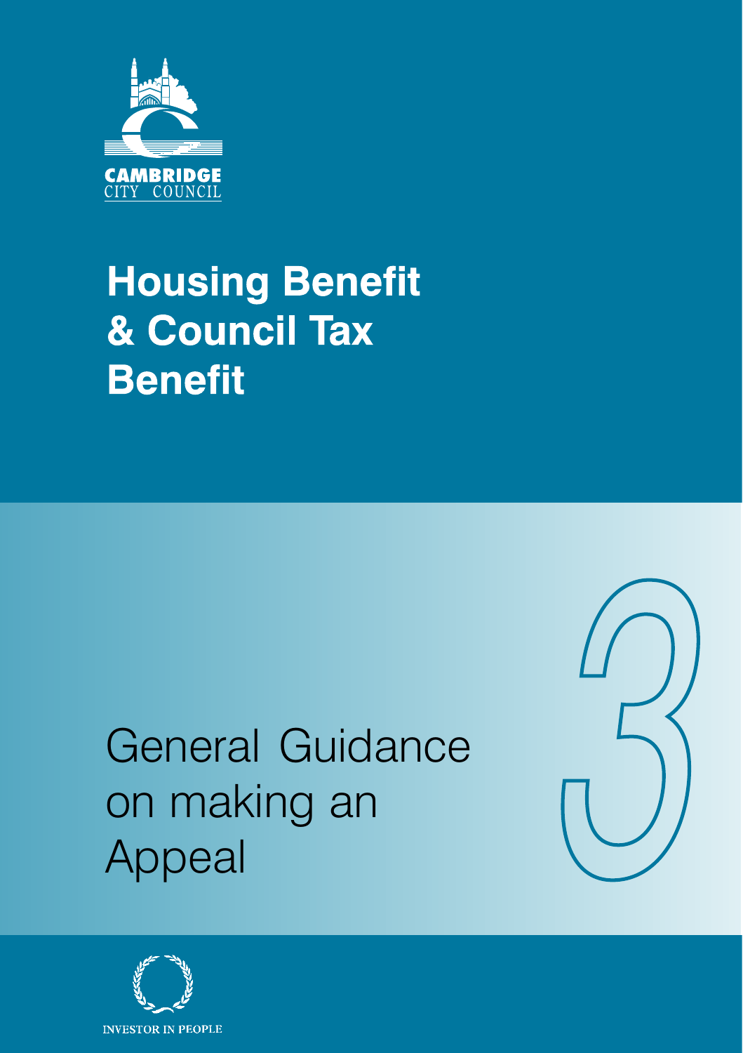CAMBRIDGE
CITY COUNCIL

# Housing Benefit & Council Tax Benefit

## General Guidance on making an Appeal

3

INVESTOR IN PEOPLE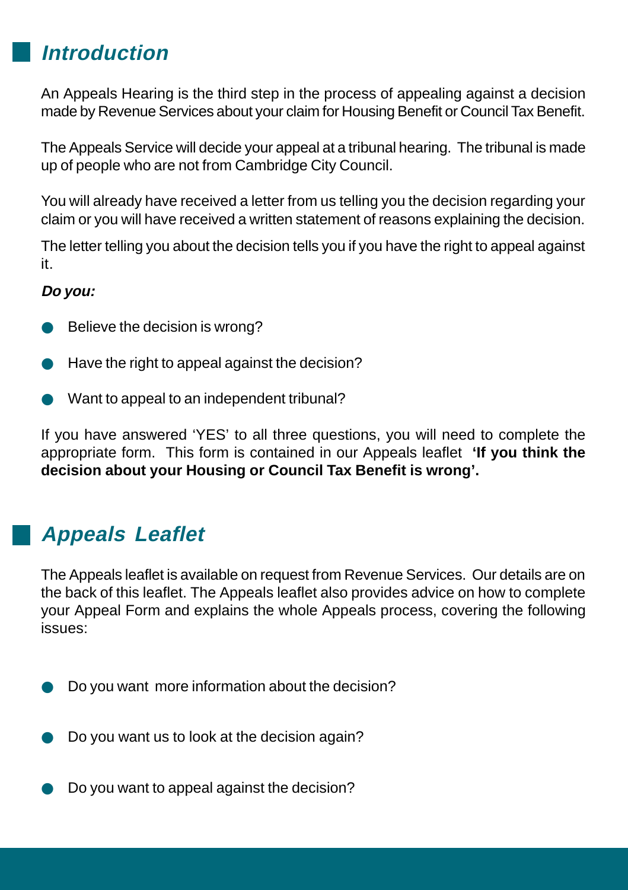## ***Introduction***

An Appeals Hearing is the third step in the process of appealing against a decision made by Revenue Services about your claim for Housing Benefit or Council Tax Benefit.

The Appeals Service will decide your appeal at a tribunal hearing. The tribunal is made up of people who are not from Cambridge City Council.

You will already have received a letter from us telling you the decision regarding your claim or you will have received a written statement of reasons explaining the decision.

The letter telling you about the decision tells you if you have the right to appeal against it.

***Do you:***

- Believe the decision is wrong?
- Have the right to appeal against the decision?
- Want to appeal to an independent tribunal?

If you have answered 'YES' to all three questions, you will need to complete the appropriate form. This form is contained in our Appeals leaflet **'If you think the decision about your Housing or Council Tax Benefit is wrong'.**

## ***Appeals Leaflet***

The Appeals leaflet is available on request from Revenue Services. Our details are on the back of this leaflet. The Appeals leaflet also provides advice on how to complete your Appeal Form and explains the whole Appeals process, covering the following issues:

- Do you want more information about the decision?
- Do you want us to look at the decision again?
- Do you want to appeal against the decision?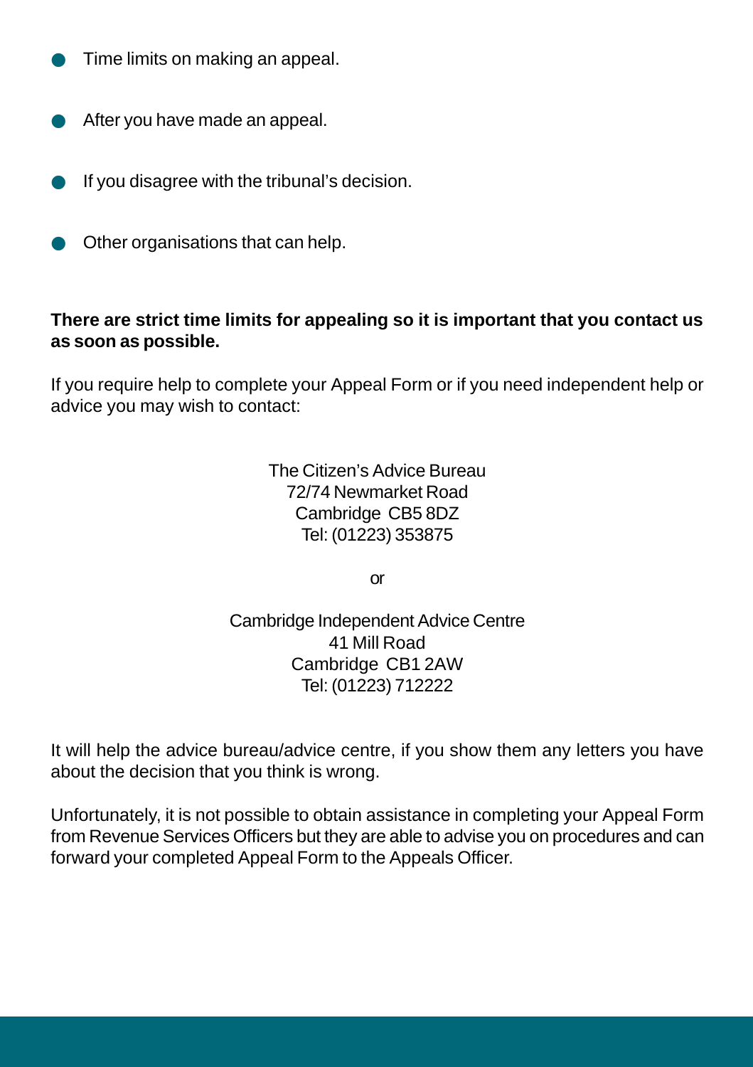- Time limits on making an appeal.
- After you have made an appeal.
- If you disagree with the tribunal's decision.
- Other organisations that can help.

**There are strict time limits for appealing so it is important that you contact us as soon as possible.**

If you require help to complete your Appeal Form or if you need independent help or advice you may wish to contact:

The Citizen's Advice Bureau
72/74 Newmarket Road
Cambridge CB5 8DZ
Tel: (01223) 353875

or

Cambridge Independent Advice Centre
41 Mill Road
Cambridge CB1 2AW
Tel: (01223) 712222

It will help the advice bureau/advice centre, if you show them any letters you have about the decision that you think is wrong.

Unfortunately, it is not possible to obtain assistance in completing your Appeal Form from Revenue Services Officers but they are able to advise you on procedures and can forward your completed Appeal Form to the Appeals Officer.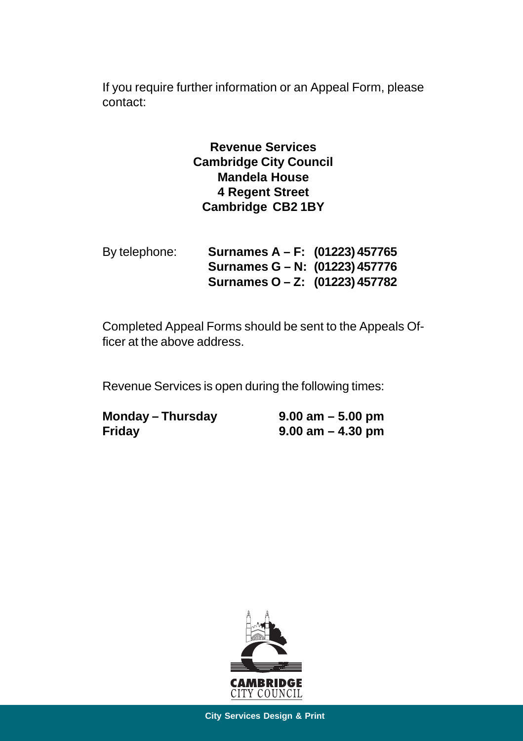If you require further information or an Appeal Form, please contact:

**Revenue Services**
**Cambridge City Council**
**Mandela House**
**4 Regent Street**
**Cambridge CB2 1BY**

| | | |
|---|---|---|
| By telephone: | **Surnames A – F:** | **(01223) 457765** |
| | **Surnames G – N:** | **(01223) 457776** |
| | **Surnames O – Z:** | **(01223) 457782** |

Completed Appeal Forms should be sent to the Appeals Officer at the above address.

Revenue Services is open during the following times:

| | |
|---|---|
| **Monday – Thursday** | **9.00 am – 5.00 pm** |
| **Friday** | **9.00 am – 4.30 pm** |

CAMBRIDGE
CITY COUNCIL

City Services Design & Print